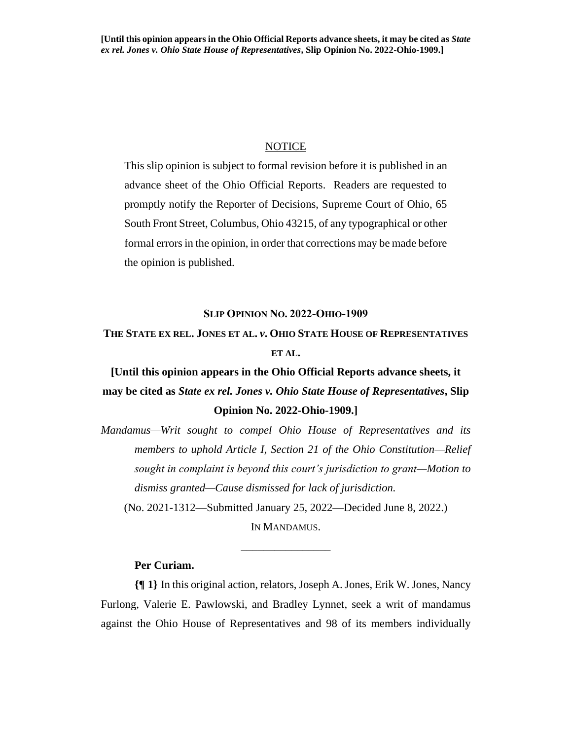**[Until this opinion appears in the Ohio Official Reports advance sheets, it may be cited as *State ex rel. Jones v. Ohio State House of Representatives*, Slip Opinion No. 2022-Ohio-1909.]**

NOTICE

This slip opinion is subject to formal revision before it is published in an advance sheet of the Ohio Official Reports. Readers are requested to promptly notify the Reporter of Decisions, Supreme Court of Ohio, 65 South Front Street, Columbus, Ohio 43215, of any typographical or other formal errors in the opinion, in order that corrections may be made before the opinion is published.

**SLIP OPINION NO. 2022-OHIO-1909**

**THE STATE EX REL. JONES ET AL. *v*. OHIO STATE HOUSE OF REPRESENTATIVES ET AL.**

**[Until this opinion appears in the Ohio Official Reports advance sheets, it may be cited as *State ex rel. Jones v. Ohio State House of Representatives*, Slip Opinion No. 2022-Ohio-1909.]**

*Mandamus—Writ sought to compel Ohio House of Representatives and its members to uphold Article I, Section 21 of the Ohio Constitution—Relief sought in complaint is beyond this court's jurisdiction to grant—Motion to dismiss granted—Cause dismissed for lack of jurisdiction.*

(No. 2021-1312—Submitted January 25, 2022—Decided June 8, 2022.)

IN MANDAMUS.

---

**Per Curiam.**

**{¶ 1}** In this original action, relators, Joseph A. Jones, Erik W. Jones, Nancy Furlong, Valerie E. Pawlowski, and Bradley Lynnet, seek a writ of mandamus against the Ohio House of Representatives and 98 of its members individually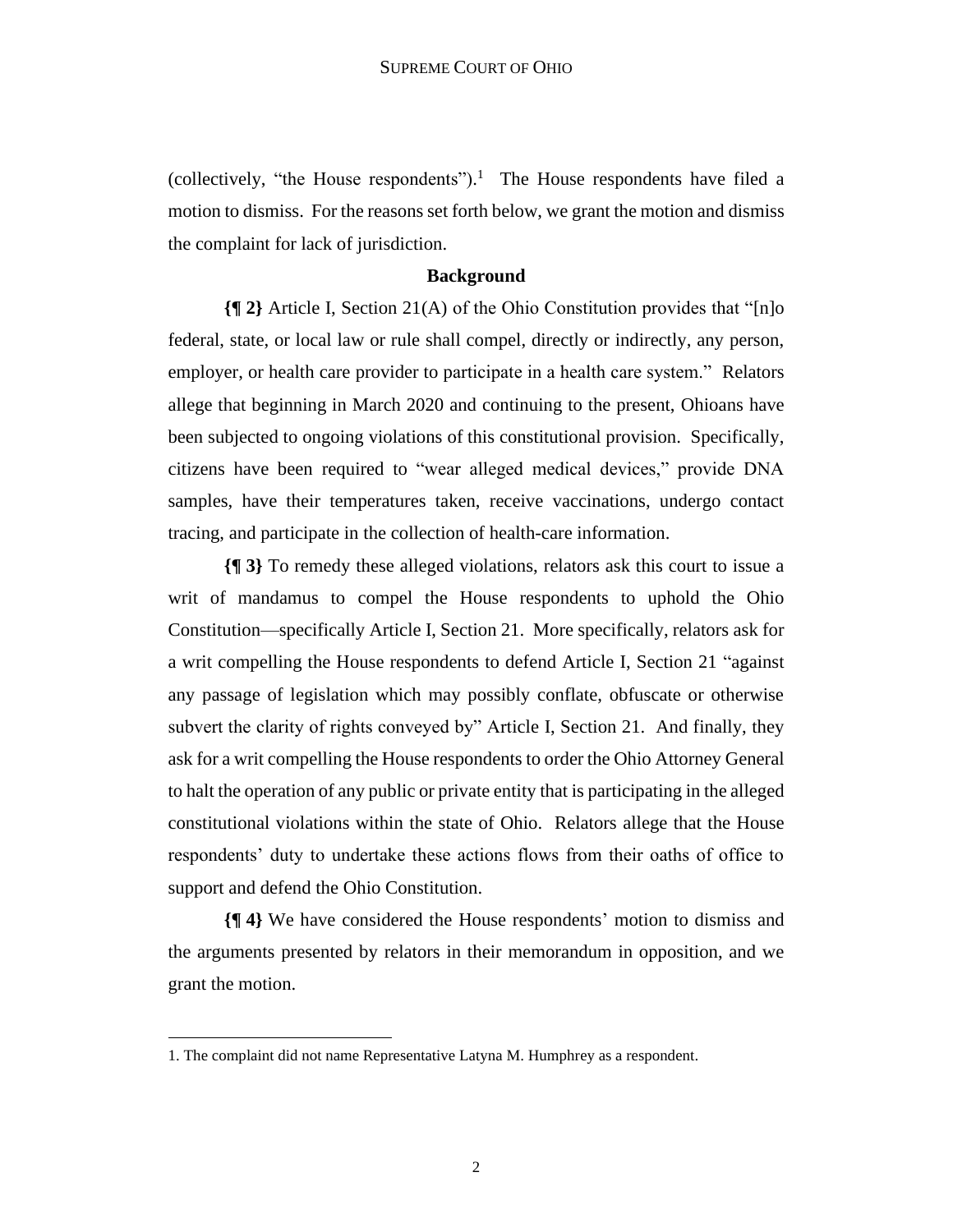(collectively, "the House respondents").[1] The House respondents have filed a motion to dismiss. For the reasons set forth below, we grant the motion and dismiss the complaint for lack of jurisdiction.

## Background

**{¶ 2}** Article I, Section 21(A) of the Ohio Constitution provides that "[n]o federal, state, or local law or rule shall compel, directly or indirectly, any person, employer, or health care provider to participate in a health care system." Relators allege that beginning in March 2020 and continuing to the present, Ohioans have been subjected to ongoing violations of this constitutional provision. Specifically, citizens have been required to "wear alleged medical devices," provide DNA samples, have their temperatures taken, receive vaccinations, undergo contact tracing, and participate in the collection of health-care information.

**{¶ 3}** To remedy these alleged violations, relators ask this court to issue a writ of mandamus to compel the House respondents to uphold the Ohio Constitution—specifically Article I, Section 21. More specifically, relators ask for a writ compelling the House respondents to defend Article I, Section 21 "against any passage of legislation which may possibly conflate, obfuscate or otherwise subvert the clarity of rights conveyed by" Article I, Section 21. And finally, they ask for a writ compelling the House respondents to order the Ohio Attorney General to halt the operation of any public or private entity that is participating in the alleged constitutional violations within the state of Ohio. Relators allege that the House respondents' duty to undertake these actions flows from their oaths of office to support and defend the Ohio Constitution.

**{¶ 4}** We have considered the House respondents' motion to dismiss and the arguments presented by relators in their memorandum in opposition, and we grant the motion.

---

1. The complaint did not name Representative Latyna M. Humphrey as a respondent.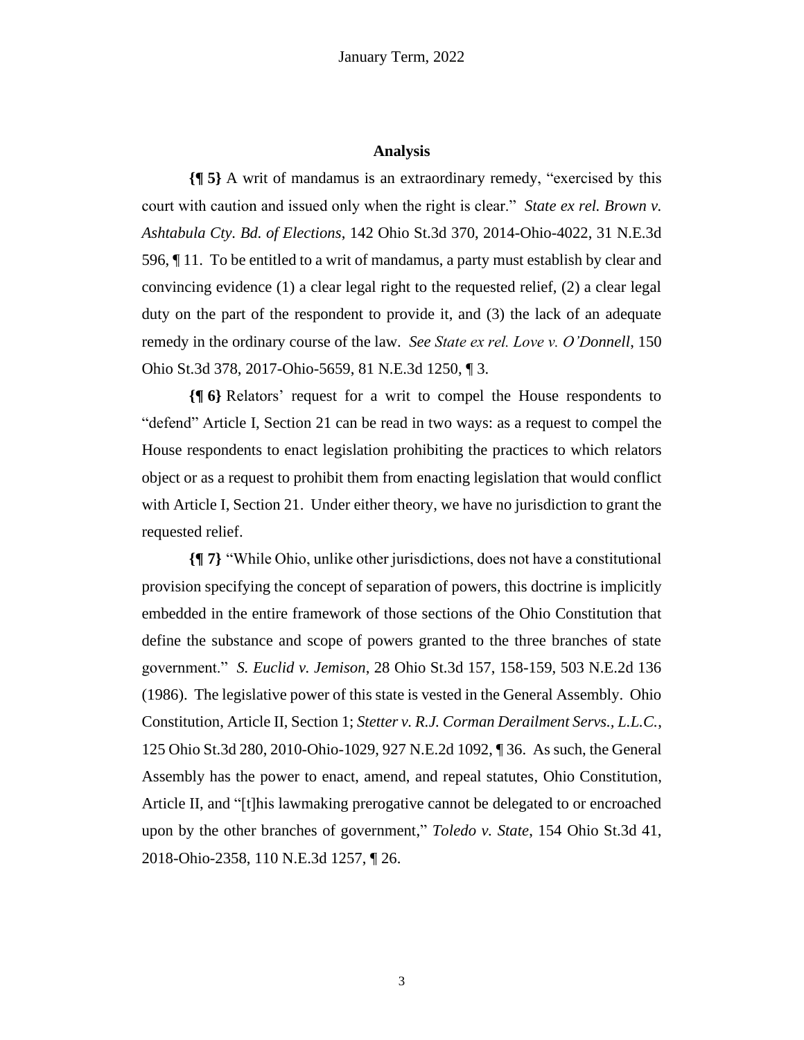## Analysis

**{¶ 5}** A writ of mandamus is an extraordinary remedy, "exercised by this court with caution and issued only when the right is clear." *State ex rel. Brown v. Ashtabula Cty. Bd. of Elections*, 142 Ohio St.3d 370, 2014-Ohio-4022, 31 N.E.3d 596, ¶ 11. To be entitled to a writ of mandamus, a party must establish by clear and convincing evidence (1) a clear legal right to the requested relief, (2) a clear legal duty on the part of the respondent to provide it, and (3) the lack of an adequate remedy in the ordinary course of the law. *See State ex rel. Love v. O'Donnell*, 150 Ohio St.3d 378, 2017-Ohio-5659, 81 N.E.3d 1250, ¶ 3.

**{¶ 6}** Relators' request for a writ to compel the House respondents to "defend" Article I, Section 21 can be read in two ways: as a request to compel the House respondents to enact legislation prohibiting the practices to which relators object or as a request to prohibit them from enacting legislation that would conflict with Article I, Section 21. Under either theory, we have no jurisdiction to grant the requested relief.

**{¶ 7}** "While Ohio, unlike other jurisdictions, does not have a constitutional provision specifying the concept of separation of powers, this doctrine is implicitly embedded in the entire framework of those sections of the Ohio Constitution that define the substance and scope of powers granted to the three branches of state government." *S. Euclid v. Jemison*, 28 Ohio St.3d 157, 158-159, 503 N.E.2d 136 (1986). The legislative power of this state is vested in the General Assembly. Ohio Constitution, Article II, Section 1; *Stetter v. R.J. Corman Derailment Servs., L.L.C.*, 125 Ohio St.3d 280, 2010-Ohio-1029, 927 N.E.2d 1092, ¶ 36. As such, the General Assembly has the power to enact, amend, and repeal statutes, Ohio Constitution, Article II, and "[t]his lawmaking prerogative cannot be delegated to or encroached upon by the other branches of government," *Toledo v. State*, 154 Ohio St.3d 41, 2018-Ohio-2358, 110 N.E.3d 1257, ¶ 26.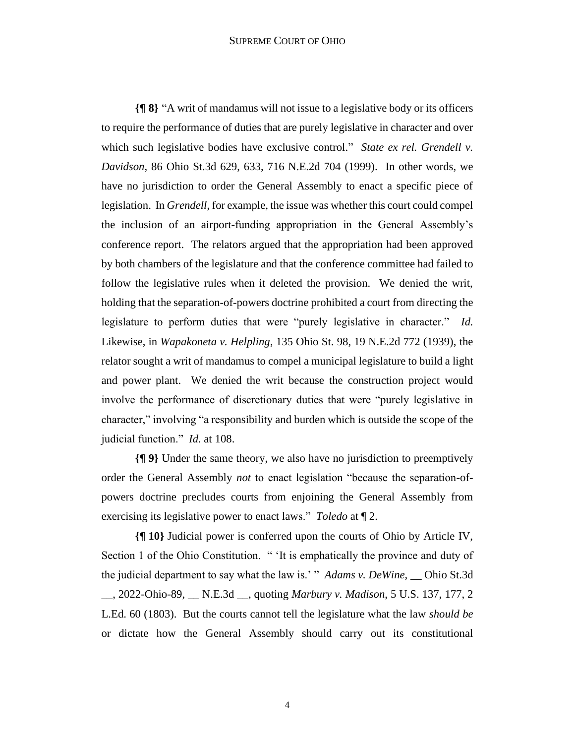**{¶ 8}** "A writ of mandamus will not issue to a legislative body or its officers to require the performance of duties that are purely legislative in character and over which such legislative bodies have exclusive control." *State ex rel. Grendell v. Davidson*, 86 Ohio St.3d 629, 633, 716 N.E.2d 704 (1999). In other words, we have no jurisdiction to order the General Assembly to enact a specific piece of legislation. In *Grendell*, for example, the issue was whether this court could compel the inclusion of an airport-funding appropriation in the General Assembly's conference report. The relators argued that the appropriation had been approved by both chambers of the legislature and that the conference committee had failed to follow the legislative rules when it deleted the provision. We denied the writ, holding that the separation-of-powers doctrine prohibited a court from directing the legislature to perform duties that were "purely legislative in character." *Id.* Likewise, in *Wapakoneta v. Helpling*, 135 Ohio St. 98, 19 N.E.2d 772 (1939), the relator sought a writ of mandamus to compel a municipal legislature to build a light and power plant. We denied the writ because the construction project would involve the performance of discretionary duties that were "purely legislative in character," involving "a responsibility and burden which is outside the scope of the judicial function." *Id.* at 108.

**{¶ 9}** Under the same theory, we also have no jurisdiction to preemptively order the General Assembly *not* to enact legislation "because the separation-of-powers doctrine precludes courts from enjoining the General Assembly from exercising its legislative power to enact laws." *Toledo* at ¶ 2.

**{¶ 10}** Judicial power is conferred upon the courts of Ohio by Article IV, Section 1 of the Ohio Constitution. " 'It is emphatically the province and duty of the judicial department to say what the law is.' " *Adams v. DeWine*, __ Ohio St.3d __, 2022-Ohio-89, __ N.E.3d __, quoting *Marbury v. Madison*, 5 U.S. 137, 177, 2 L.Ed. 60 (1803). But the courts cannot tell the legislature what the law *should be* or dictate how the General Assembly should carry out its constitutional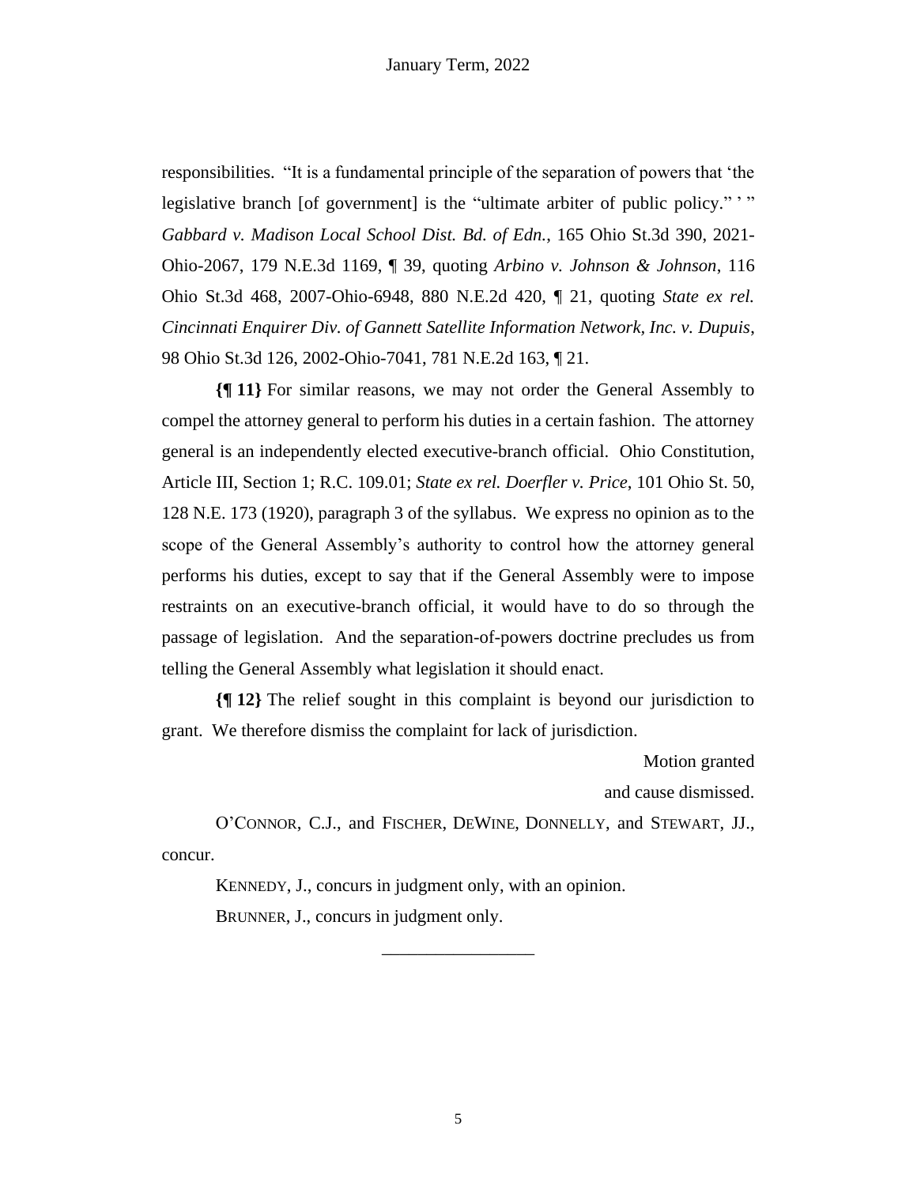responsibilities. "It is a fundamental principle of the separation of powers that 'the legislative branch [of government] is the "ultimate arbiter of public policy." ' " *Gabbard v. Madison Local School Dist. Bd. of Edn.*, 165 Ohio St.3d 390, 2021-Ohio-2067, 179 N.E.3d 1169, ¶ 39, quoting *Arbino v. Johnson & Johnson*, 116 Ohio St.3d 468, 2007-Ohio-6948, 880 N.E.2d 420, ¶ 21, quoting *State ex rel. Cincinnati Enquirer Div. of Gannett Satellite Information Network, Inc. v. Dupuis*, 98 Ohio St.3d 126, 2002-Ohio-7041, 781 N.E.2d 163, ¶ 21.

**{¶ 11}** For similar reasons, we may not order the General Assembly to compel the attorney general to perform his duties in a certain fashion. The attorney general is an independently elected executive-branch official. Ohio Constitution, Article III, Section 1; R.C. 109.01; *State ex rel. Doerfler v. Price*, 101 Ohio St. 50, 128 N.E. 173 (1920), paragraph 3 of the syllabus. We express no opinion as to the scope of the General Assembly's authority to control how the attorney general performs his duties, except to say that if the General Assembly were to impose restraints on an executive-branch official, it would have to do so through the passage of legislation. And the separation-of-powers doctrine precludes us from telling the General Assembly what legislation it should enact.

**{¶ 12}** The relief sought in this complaint is beyond our jurisdiction to grant. We therefore dismiss the complaint for lack of jurisdiction.

Motion granted
and cause dismissed.

O'CONNOR, C.J., and FISCHER, DEWINE, DONNELLY, and STEWART, JJ., concur.

KENNEDY, J., concurs in judgment only, with an opinion.

BRUNNER, J., concurs in judgment only.

---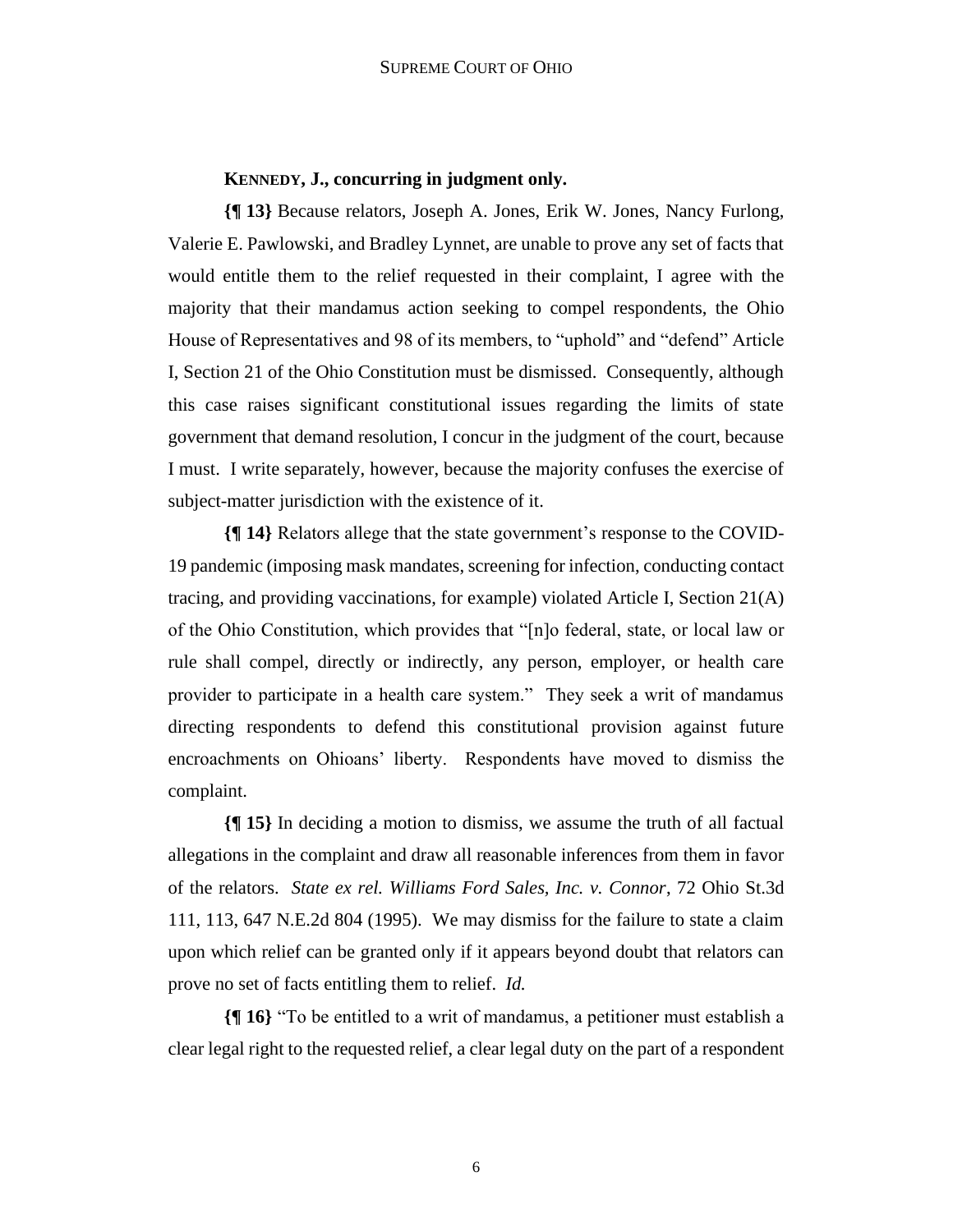**KENNEDY, J., concurring in judgment only.**

**{¶ 13}** Because relators, Joseph A. Jones, Erik W. Jones, Nancy Furlong, Valerie E. Pawlowski, and Bradley Lynnet, are unable to prove any set of facts that would entitle them to the relief requested in their complaint, I agree with the majority that their mandamus action seeking to compel respondents, the Ohio House of Representatives and 98 of its members, to "uphold" and "defend" Article I, Section 21 of the Ohio Constitution must be dismissed. Consequently, although this case raises significant constitutional issues regarding the limits of state government that demand resolution, I concur in the judgment of the court, because I must. I write separately, however, because the majority confuses the exercise of subject-matter jurisdiction with the existence of it.

**{¶ 14}** Relators allege that the state government's response to the COVID-19 pandemic (imposing mask mandates, screening for infection, conducting contact tracing, and providing vaccinations, for example) violated Article I, Section 21(A) of the Ohio Constitution, which provides that "[n]o federal, state, or local law or rule shall compel, directly or indirectly, any person, employer, or health care provider to participate in a health care system." They seek a writ of mandamus directing respondents to defend this constitutional provision against future encroachments on Ohioans' liberty. Respondents have moved to dismiss the complaint.

**{¶ 15}** In deciding a motion to dismiss, we assume the truth of all factual allegations in the complaint and draw all reasonable inferences from them in favor of the relators. *State ex rel. Williams Ford Sales, Inc. v. Connor*, 72 Ohio St.3d 111, 113, 647 N.E.2d 804 (1995). We may dismiss for the failure to state a claim upon which relief can be granted only if it appears beyond doubt that relators can prove no set of facts entitling them to relief. *Id.*

**{¶ 16}** "To be entitled to a writ of mandamus, a petitioner must establish a clear legal right to the requested relief, a clear legal duty on the part of a respondent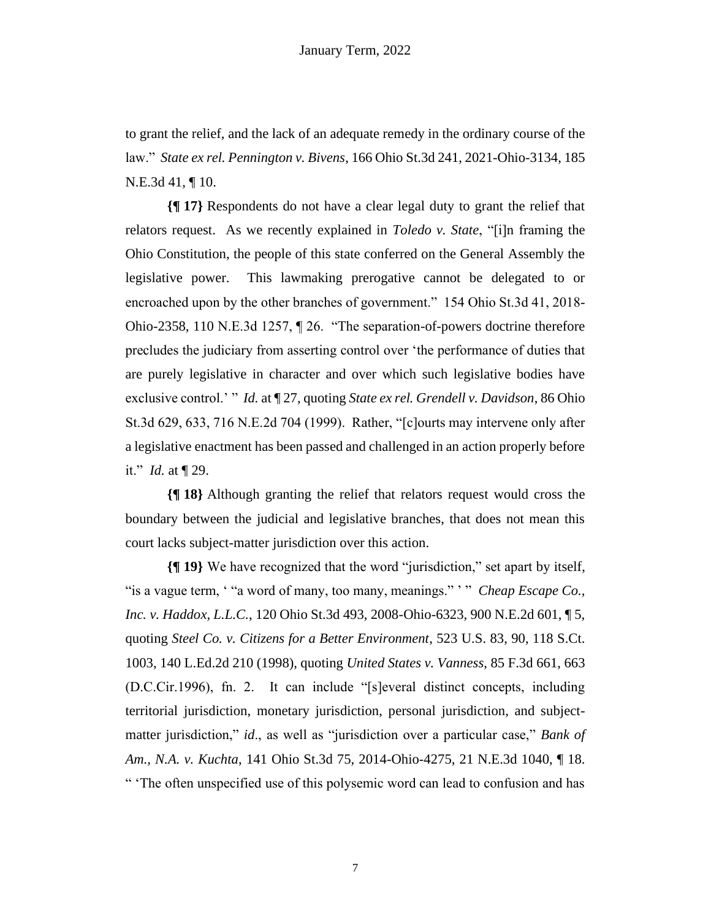to grant the relief, and the lack of an adequate remedy in the ordinary course of the law." *State ex rel. Pennington v. Bivens*, 166 Ohio St.3d 241, 2021-Ohio-3134, 185 N.E.3d 41, ¶ 10.

**{¶ 17}** Respondents do not have a clear legal duty to grant the relief that relators request. As we recently explained in *Toledo v. State*, "[i]n framing the Ohio Constitution, the people of this state conferred on the General Assembly the legislative power. This lawmaking prerogative cannot be delegated to or encroached upon by the other branches of government." 154 Ohio St.3d 41, 2018-Ohio-2358, 110 N.E.3d 1257, ¶ 26. "The separation-of-powers doctrine therefore precludes the judiciary from asserting control over 'the performance of duties that are purely legislative in character and over which such legislative bodies have exclusive control.' " *Id.* at ¶ 27, quoting *State ex rel. Grendell v. Davidson*, 86 Ohio St.3d 629, 633, 716 N.E.2d 704 (1999). Rather, "[c]ourts may intervene only after a legislative enactment has been passed and challenged in an action properly before it." *Id.* at ¶ 29.

**{¶ 18}** Although granting the relief that relators request would cross the boundary between the judicial and legislative branches, that does not mean this court lacks subject-matter jurisdiction over this action.

**{¶ 19}** We have recognized that the word "jurisdiction," set apart by itself, "is a vague term, ' "a word of many, too many, meanings." ' " *Cheap Escape Co., Inc. v. Haddox, L.L.C.*, 120 Ohio St.3d 493, 2008-Ohio-6323, 900 N.E.2d 601, ¶ 5, quoting *Steel Co. v. Citizens for a Better Environment*, 523 U.S. 83, 90, 118 S.Ct. 1003, 140 L.Ed.2d 210 (1998), quoting *United States v. Vanness*, 85 F.3d 661, 663 (D.C.Cir.1996), fn. 2. It can include "[s]everal distinct concepts, including territorial jurisdiction, monetary jurisdiction, personal jurisdiction, and subject-matter jurisdiction," *id*., as well as "jurisdiction over a particular case," *Bank of Am., N.A. v. Kuchta*, 141 Ohio St.3d 75, 2014-Ohio-4275, 21 N.E.3d 1040, ¶ 18. " 'The often unspecified use of this polysemic word can lead to confusion and has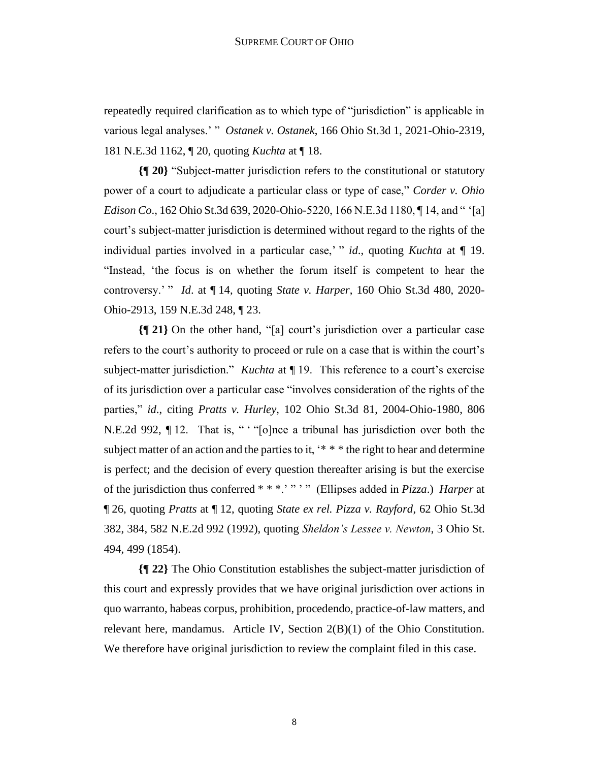repeatedly required clarification as to which type of "jurisdiction" is applicable in various legal analyses.' " *Ostanek v. Ostanek*, 166 Ohio St.3d 1, 2021-Ohio-2319, 181 N.E.3d 1162, ¶ 20, quoting *Kuchta* at ¶ 18.

**{¶ 20}** "Subject-matter jurisdiction refers to the constitutional or statutory power of a court to adjudicate a particular class or type of case," *Corder v. Ohio Edison Co.*, 162 Ohio St.3d 639, 2020-Ohio-5220, 166 N.E.3d 1180, ¶ 14, and " '[a] court's subject-matter jurisdiction is determined without regard to the rights of the individual parties involved in a particular case,' " *id.*, quoting *Kuchta* at ¶ 19. "Instead, 'the focus is on whether the forum itself is competent to hear the controversy.' " *Id*. at ¶ 14, quoting *State v. Harper*, 160 Ohio St.3d 480, 2020-Ohio-2913, 159 N.E.3d 248, ¶ 23.

**{¶ 21}** On the other hand, "[a] court's jurisdiction over a particular case refers to the court's authority to proceed or rule on a case that is within the court's subject-matter jurisdiction." *Kuchta* at ¶ 19. This reference to a court's exercise of its jurisdiction over a particular case "involves consideration of the rights of the parties," *id.*, citing *Pratts v. Hurley*, 102 Ohio St.3d 81, 2004-Ohio-1980, 806 N.E.2d 992, ¶ 12. That is, " ' "[o]nce a tribunal has jurisdiction over both the subject matter of an action and the parties to it, '* * * the right to hear and determine is perfect; and the decision of every question thereafter arising is but the exercise of the jurisdiction thus conferred * * *.' " ' " (Ellipses added in *Pizza*.) *Harper* at ¶ 26, quoting *Pratts* at ¶ 12, quoting *State ex rel. Pizza v. Rayford*, 62 Ohio St.3d 382, 384, 582 N.E.2d 992 (1992), quoting *Sheldon's Lessee v. Newton*, 3 Ohio St. 494, 499 (1854).

**{¶ 22}** The Ohio Constitution establishes the subject-matter jurisdiction of this court and expressly provides that we have original jurisdiction over actions in quo warranto, habeas corpus, prohibition, procedendo, practice-of-law matters, and relevant here, mandamus. Article IV, Section 2(B)(1) of the Ohio Constitution. We therefore have original jurisdiction to review the complaint filed in this case.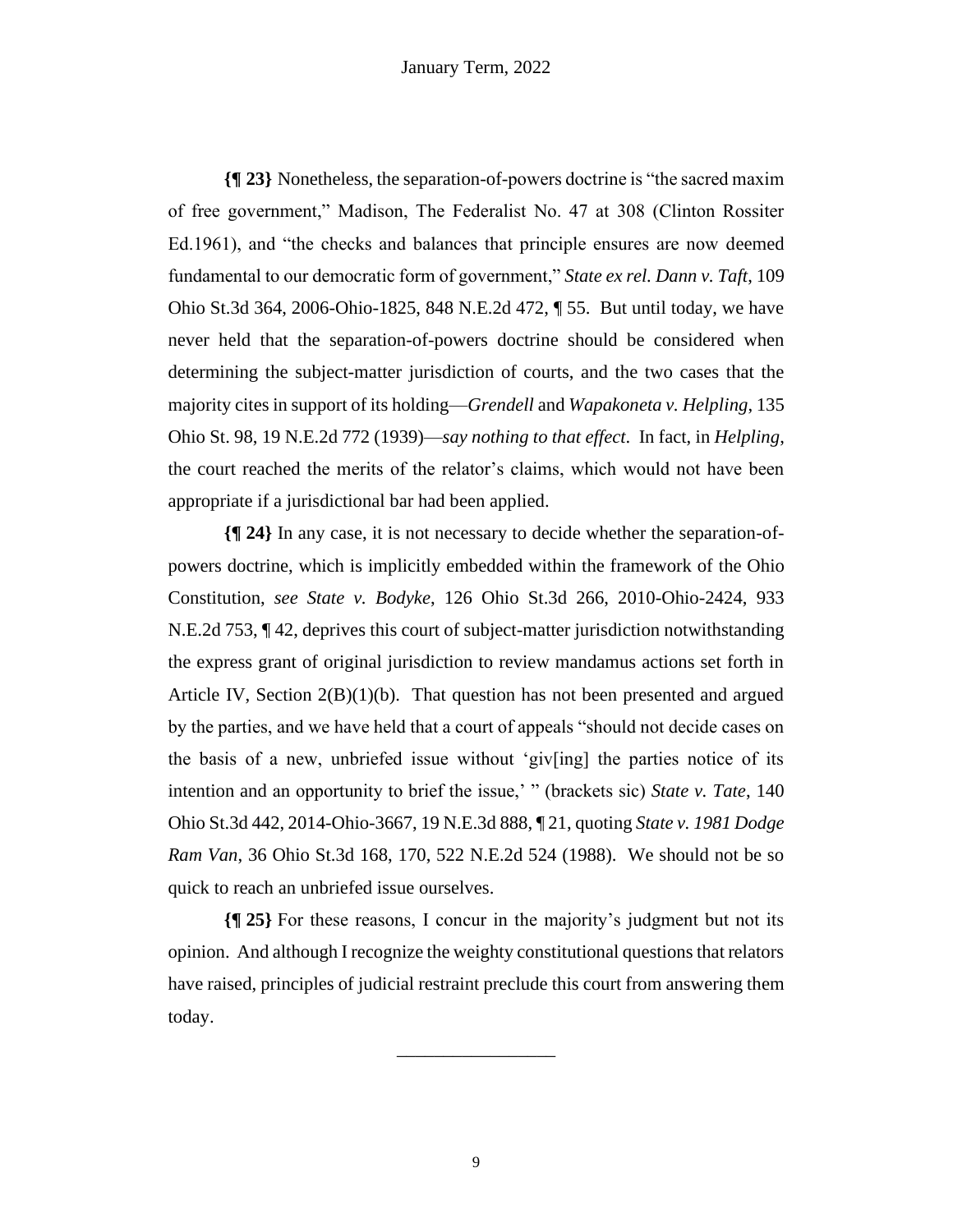**{¶ 23}** Nonetheless, the separation-of-powers doctrine is "the sacred maxim of free government," Madison, The Federalist No. 47 at 308 (Clinton Rossiter Ed.1961), and "the checks and balances that principle ensures are now deemed fundamental to our democratic form of government," *State ex rel. Dann v. Taft*, 109 Ohio St.3d 364, 2006-Ohio-1825, 848 N.E.2d 472, ¶ 55. But until today, we have never held that the separation-of-powers doctrine should be considered when determining the subject-matter jurisdiction of courts, and the two cases that the majority cites in support of its holding—*Grendell* and *Wapakoneta v. Helpling*, 135 Ohio St. 98, 19 N.E.2d 772 (1939)—*say nothing to that effect*. In fact, in *Helpling*, the court reached the merits of the relator's claims, which would not have been appropriate if a jurisdictional bar had been applied.

**{¶ 24}** In any case, it is not necessary to decide whether the separation-of-powers doctrine, which is implicitly embedded within the framework of the Ohio Constitution, *see State v. Bodyke*, 126 Ohio St.3d 266, 2010-Ohio-2424, 933 N.E.2d 753, ¶ 42, deprives this court of subject-matter jurisdiction notwithstanding the express grant of original jurisdiction to review mandamus actions set forth in Article IV, Section 2(B)(1)(b). That question has not been presented and argued by the parties, and we have held that a court of appeals "should not decide cases on the basis of a new, unbriefed issue without 'giv[ing] the parties notice of its intention and an opportunity to brief the issue,' " (brackets sic) *State v. Tate*, 140 Ohio St.3d 442, 2014-Ohio-3667, 19 N.E.3d 888, ¶ 21, quoting *State v. 1981 Dodge Ram Van*, 36 Ohio St.3d 168, 170, 522 N.E.2d 524 (1988). We should not be so quick to reach an unbriefed issue ourselves.

**{¶ 25}** For these reasons, I concur in the majority's judgment but not its opinion. And although I recognize the weighty constitutional questions that relators have raised, principles of judicial restraint preclude this court from answering them today.

_________________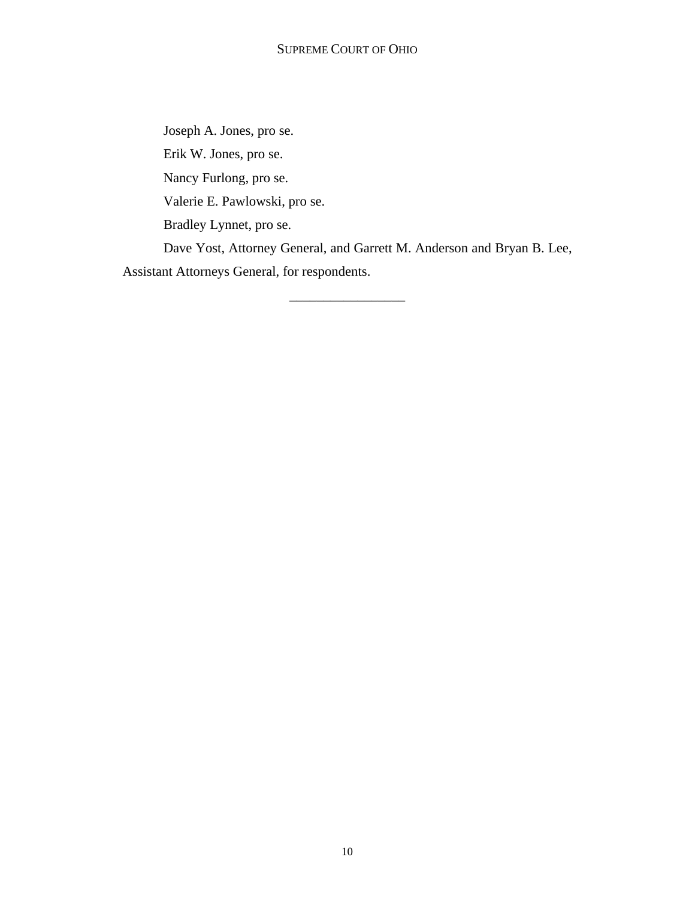Joseph A. Jones, pro se.

Erik W. Jones, pro se.

Nancy Furlong, pro se.

Valerie E. Pawlowski, pro se.

Bradley Lynnet, pro se.

Dave Yost, Attorney General, and Garrett M. Anderson and Bryan B. Lee, Assistant Attorneys General, for respondents.

\_\_\_\_\_\_\_\_\_\_\_\_\_\_\_\_\_